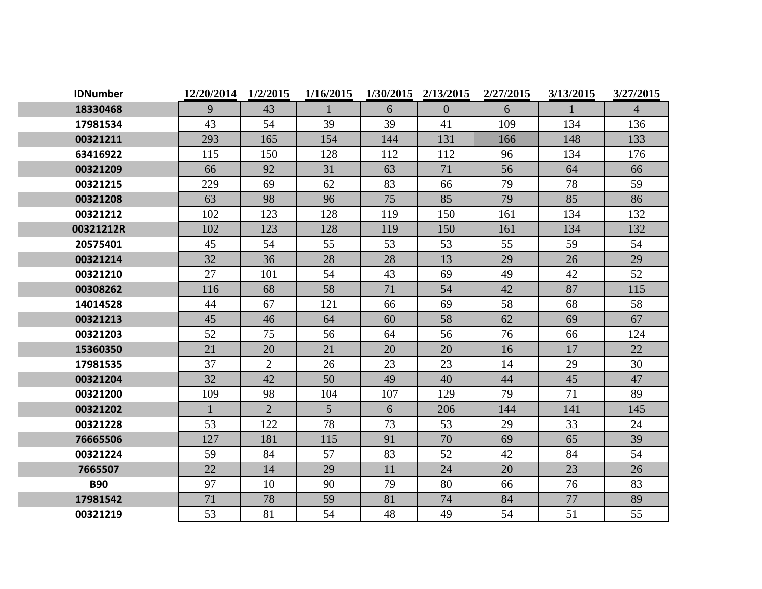| IDNumber | 12/20/2014 | 1/2/2015 | 1/16/2015 | 1/30/2015 | 2/13/2015 | 2/27/2015 | 3/13/2015 | 3/27/2015 |
|---|---|---|---|---|---|---|---|---|
| 18330468 | 9 | 43 | 1 | 6 | 0 | 6 | 1 | 4 |
| 17981534 | 43 | 54 | 39 | 39 | 41 | 109 | 134 | 136 |
| 00321211 | 293 | 165 | 154 | 144 | 131 | 166 | 148 | 133 |
| 63416922 | 115 | 150 | 128 | 112 | 112 | 96 | 134 | 176 |
| 00321209 | 66 | 92 | 31 | 63 | 71 | 56 | 64 | 66 |
| 00321215 | 229 | 69 | 62 | 83 | 66 | 79 | 78 | 59 |
| 00321208 | 63 | 98 | 96 | 75 | 85 | 79 | 85 | 86 |
| 00321212 | 102 | 123 | 128 | 119 | 150 | 161 | 134 | 132 |
| 00321212R | 102 | 123 | 128 | 119 | 150 | 161 | 134 | 132 |
| 20575401 | 45 | 54 | 55 | 53 | 53 | 55 | 59 | 54 |
| 00321214 | 32 | 36 | 28 | 28 | 13 | 29 | 26 | 29 |
| 00321210 | 27 | 101 | 54 | 43 | 69 | 49 | 42 | 52 |
| 00308262 | 116 | 68 | 58 | 71 | 54 | 42 | 87 | 115 |
| 14014528 | 44 | 67 | 121 | 66 | 69 | 58 | 68 | 58 |
| 00321213 | 45 | 46 | 64 | 60 | 58 | 62 | 69 | 67 |
| 00321203 | 52 | 75 | 56 | 64 | 56 | 76 | 66 | 124 |
| 15360350 | 21 | 20 | 21 | 20 | 20 | 16 | 17 | 22 |
| 17981535 | 37 | 2 | 26 | 23 | 23 | 14 | 29 | 30 |
| 00321204 | 32 | 42 | 50 | 49 | 40 | 44 | 45 | 47 |
| 00321200 | 109 | 98 | 104 | 107 | 129 | 79 | 71 | 89 |
| 00321202 | 1 | 2 | 5 | 6 | 206 | 144 | 141 | 145 |
| 00321228 | 53 | 122 | 78 | 73 | 53 | 29 | 33 | 24 |
| 76665506 | 127 | 181 | 115 | 91 | 70 | 69 | 65 | 39 |
| 00321224 | 59 | 84 | 57 | 83 | 52 | 42 | 84 | 54 |
| 7665507 | 22 | 14 | 29 | 11 | 24 | 20 | 23 | 26 |
| B90 | 97 | 10 | 90 | 79 | 80 | 66 | 76 | 83 |
| 17981542 | 71 | 78 | 59 | 81 | 74 | 84 | 77 | 89 |
| 00321219 | 53 | 81 | 54 | 48 | 49 | 54 | 51 | 55 |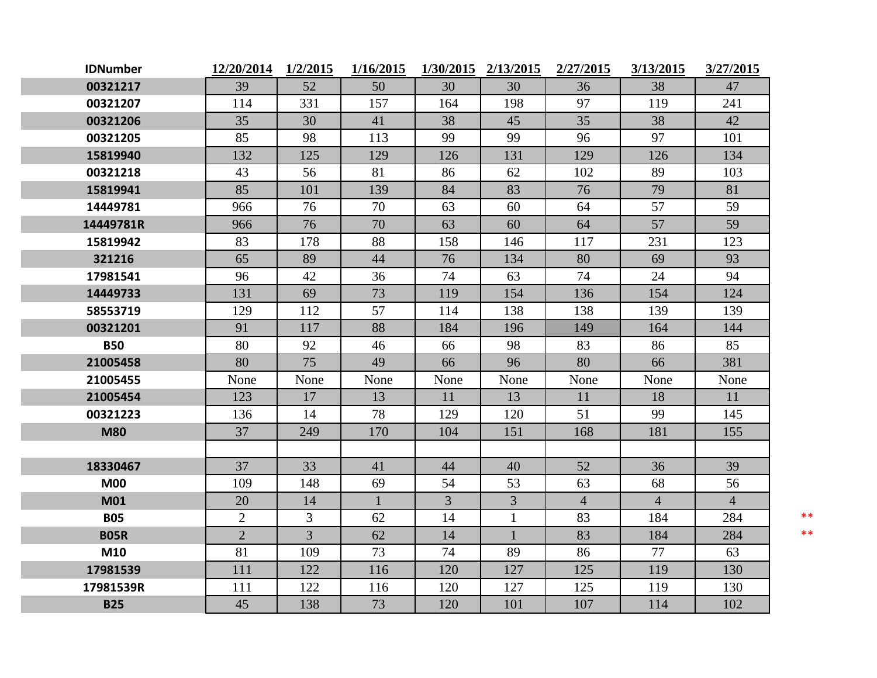| IDNumber | 12/20/2014 | 1/2/2015 | 1/16/2015 | 1/30/2015 | 2/13/2015 | 2/27/2015 | 3/13/2015 | 3/27/2015 | |
|---|---|---|---|---|---|---|---|---|---|
| 00321217 | 39 | 52 | 50 | 30 | 30 | 36 | 38 | 47 | |
| 00321207 | 114 | 331 | 157 | 164 | 198 | 97 | 119 | 241 | |
| 00321206 | 35 | 30 | 41 | 38 | 45 | 35 | 38 | 42 | |
| 00321205 | 85 | 98 | 113 | 99 | 99 | 96 | 97 | 101 | |
| 15819940 | 132 | 125 | 129 | 126 | 131 | 129 | 126 | 134 | |
| 00321218 | 43 | 56 | 81 | 86 | 62 | 102 | 89 | 103 | |
| 15819941 | 85 | 101 | 139 | 84 | 83 | 76 | 79 | 81 | |
| 14449781 | 966 | 76 | 70 | 63 | 60 | 64 | 57 | 59 | |
| 14449781R | 966 | 76 | 70 | 63 | 60 | 64 | 57 | 59 | |
| 15819942 | 83 | 178 | 88 | 158 | 146 | 117 | 231 | 123 | |
| 321216 | 65 | 89 | 44 | 76 | 134 | 80 | 69 | 93 | |
| 17981541 | 96 | 42 | 36 | 74 | 63 | 74 | 24 | 94 | |
| 14449733 | 131 | 69 | 73 | 119 | 154 | 136 | 154 | 124 | |
| 58553719 | 129 | 112 | 57 | 114 | 138 | 138 | 139 | 139 | |
| 00321201 | 91 | 117 | 88 | 184 | 196 | 149 | 164 | 144 | |
| B50 | 80 | 92 | 46 | 66 | 98 | 83 | 86 | 85 | |
| 21005458 | 80 | 75 | 49 | 66 | 96 | 80 | 66 | 381 | |
| 21005455 | None | None | None | None | None | None | None | None | |
| 21005454 | 123 | 17 | 13 | 11 | 13 | 11 | 18 | 11 | |
| 00321223 | 136 | 14 | 78 | 129 | 120 | 51 | 99 | 145 | |
| M80 | 37 | 249 | 170 | 104 | 151 | 168 | 181 | 155 | |
| | | | | | | | | | |
| 18330467 | 37 | 33 | 41 | 44 | 40 | 52 | 36 | 39 | |
| M00 | 109 | 148 | 69 | 54 | 53 | 63 | 68 | 56 | |
| M01 | 20 | 14 | 1 | 3 | 3 | 4 | 4 | 4 | |
| B05 | 2 | 3 | 62 | 14 | 1 | 83 | 184 | 284 | ** |
| B05R | 2 | 3 | 62 | 14 | 1 | 83 | 184 | 284 | ** |
| M10 | 81 | 109 | 73 | 74 | 89 | 86 | 77 | 63 | |
| 17981539 | 111 | 122 | 116 | 120 | 127 | 125 | 119 | 130 | |
| 17981539R | 111 | 122 | 116 | 120 | 127 | 125 | 119 | 130 | |
| B25 | 45 | 138 | 73 | 120 | 101 | 107 | 114 | 102 | |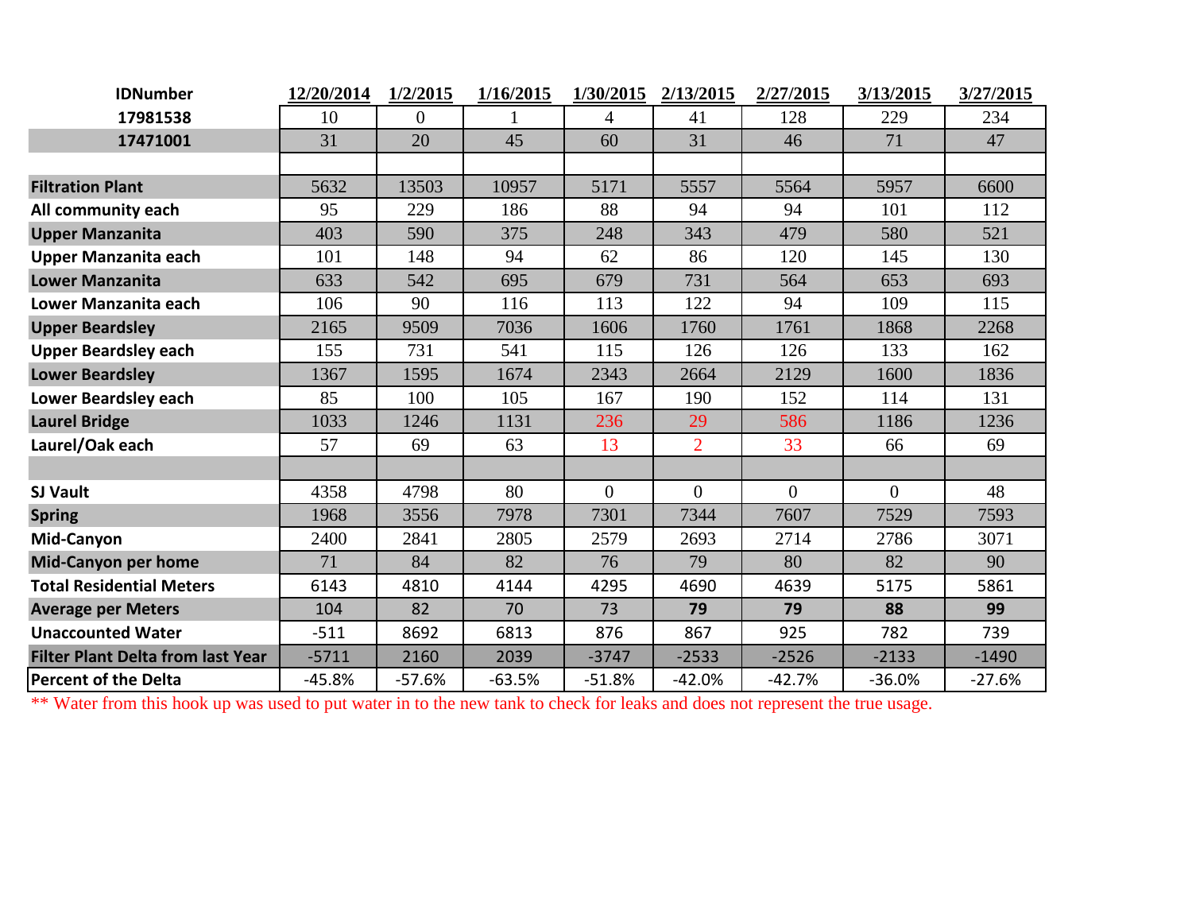| IDNumber | 12/20/2014 | 1/2/2015 | 1/16/2015 | 1/30/2015 | 2/13/2015 | 2/27/2015 | 3/13/2015 | 3/27/2015 |
|---|---|---|---|---|---|---|---|---|
| 17981538 | 10 | 0 | 1 | 4 | 41 | 128 | 229 | 234 |
| 17471001 | 31 | 20 | 45 | 60 | 31 | 46 | 71 | 47 |
| | | | | | | | | |
| **Filtration Plant** | 5632 | 13503 | 10957 | 5171 | 5557 | 5564 | 5957 | 6600 |
| **All community each** | 95 | 229 | 186 | 88 | 94 | 94 | 101 | 112 |
| **Upper Manzanita** | 403 | 590 | 375 | 248 | 343 | 479 | 580 | 521 |
| **Upper Manzanita each** | 101 | 148 | 94 | 62 | 86 | 120 | 145 | 130 |
| **Lower Manzanita** | 633 | 542 | 695 | 679 | 731 | 564 | 653 | 693 |
| **Lower Manzanita each** | 106 | 90 | 116 | 113 | 122 | 94 | 109 | 115 |
| **Upper Beardsley** | 2165 | 9509 | 7036 | 1606 | 1760 | 1761 | 1868 | 2268 |
| **Upper Beardsley each** | 155 | 731 | 541 | 115 | 126 | 126 | 133 | 162 |
| **Lower Beardsley** | 1367 | 1595 | 1674 | 2343 | 2664 | 2129 | 1600 | 1836 |
| **Lower Beardsley each** | 85 | 100 | 105 | 167 | 190 | 152 | 114 | 131 |
| **Laurel Bridge** | 1033 | 1246 | 1131 | 236 | 29 | 586 | 1186 | 1236 |
| **Laurel/Oak each** | 57 | 69 | 63 | 13 | 2 | 33 | 66 | 69 |
| | | | | | | | | |
| **SJ Vault** | 4358 | 4798 | 80 | 0 | 0 | 0 | 0 | 48 |
| **Spring** | 1968 | 3556 | 7978 | 7301 | 7344 | 7607 | 7529 | 7593 |
| **Mid-Canyon** | 2400 | 2841 | 2805 | 2579 | 2693 | 2714 | 2786 | 3071 |
| **Mid-Canyon per home** | 71 | 84 | 82 | 76 | 79 | 80 | 82 | 90 |
| **Total Residential Meters** | 6143 | 4810 | 4144 | 4295 | 4690 | 4639 | 5175 | 5861 |
| **Average per Meters** | 104 | 82 | 70 | 73 | **79** | **79** | **88** | **99** |
| **Unaccounted Water** | -511 | 8692 | 6813 | 876 | 867 | 925 | 782 | 739 |
| **Filter Plant Delta from last Year** | -5711 | 2160 | 2039 | -3747 | -2533 | -2526 | -2133 | -1490 |
| **Percent of the Delta** | -45.8% | -57.6% | -63.5% | -51.8% | -42.0% | -42.7% | -36.0% | -27.6% |

** Water from this hook up was used to put water in to the new tank to check for leaks and does not represent the true usage.